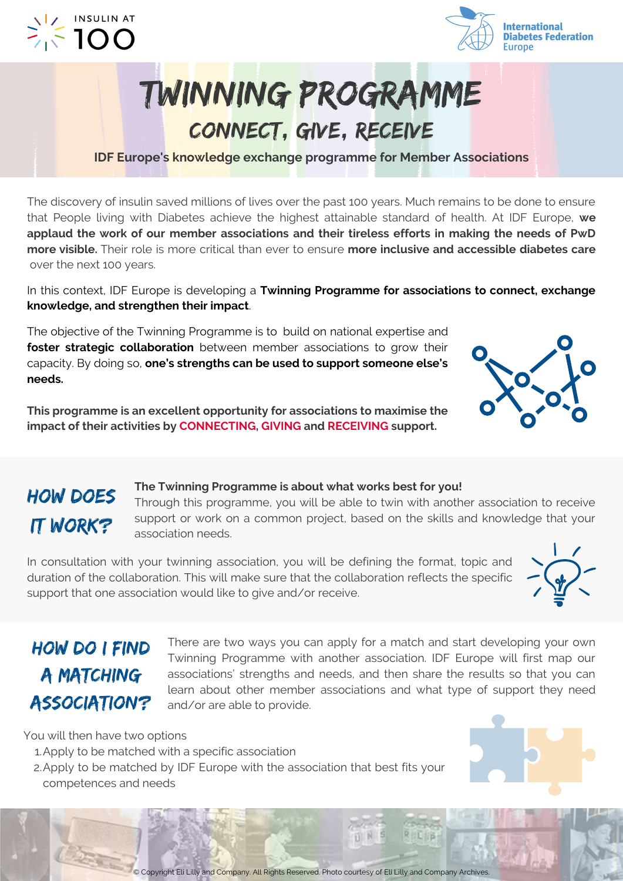INSULIN AT 100

International Diabetes Federation Europe

# TWINNING PROGRAMME

## CONNECT, GIVE, RECEIVE

**IDF Europe's knowledge exchange programme for Member Associations**

The discovery of insulin saved millions of lives over the past 100 years. Much remains to be done to ensure that People living with Diabetes achieve the highest attainable standard of health. At IDF Europe, **we applaud the work of our member associations and their tireless efforts in making the needs of PwD more visible.** Their role is more critical than ever to ensure **more inclusive and accessible diabetes care** over the next 100 years.

In this context, IDF Europe is developing a **Twinning Programme for associations to connect, exchange knowledge, and strengthen their impact**.

The objective of the Twinning Programme is to build on national expertise and **foster strategic collaboration** between member associations to grow their capacity. By doing so, **one's strengths can be used to support someone else's needs.**

**This programme is an excellent opportunity for associations to maximise the impact of their activities by CONNECTING, GIVING and RECEIVING support.**

## HOW DOES IT WORK?

**The Twinning Programme is about what works best for you!**
Through this programme, you will be able to twin with another association to receive support or work on a common project, based on the skills and knowledge that your association needs.

In consultation with your twinning association, you will be defining the format, topic and duration of the collaboration. This will make sure that the collaboration reflects the specific support that one association would like to give and/or receive.

## HOW DO I FIND A MATCHING ASSOCIATION?

There are two ways you can apply for a match and start developing your own Twinning Programme with another association. IDF Europe will first map our associations' strengths and needs, and then share the results so that you can learn about other member associations and what type of support they need and/or are able to provide.

You will then have two options

1. Apply to be matched with a specific association
2. Apply to be matched by IDF Europe with the association that best fits your competences and needs

© Copyright Eli Lilly and Company. All Rights Reserved. Photo courtesy of Eli Lilly and Company Archives.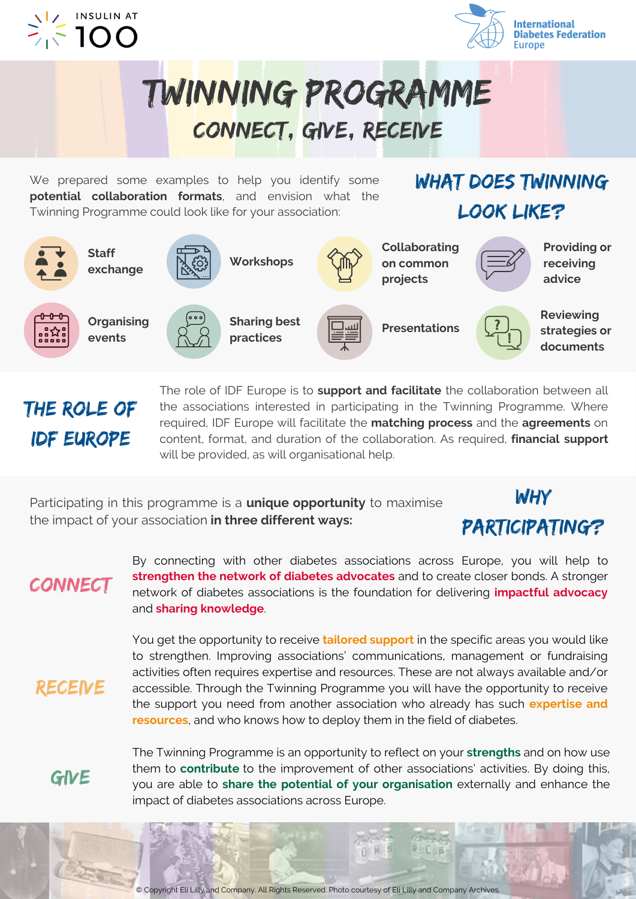INSULIN AT 100

International Diabetes Federation Europe

# TWINNING PROGRAMME

## CONNECT, GIVE, RECEIVE

## WHAT DOES TWINNING LOOK LIKE?

We prepared some examples to help you identify some **potential collaboration formats**, and envision what the Twinning Programme could look like for your association:

- Staff exchange
- Workshops
- Collaborating on common projects
- Providing or receiving advice
- Organising events
- Sharing best practices
- Presentations
- Reviewing strategies or documents

## THE ROLE OF IDF EUROPE

The role of IDF Europe is to **support and facilitate** the collaboration between all the associations interested in participating in the Twinning Programme. Where required, IDF Europe will facilitate the **matching process** and the **agreements** on content, format, and duration of the collaboration. As required, **financial support** will be provided, as will organisational help.

## WHY PARTICIPATING?

Participating in this programme is a **unique opportunity** to maximise the impact of your association **in three different ways:**

### CONNECT

By connecting with other diabetes associations across Europe, you will help to **strengthen the network of diabetes advocates** and to create closer bonds. A stronger network of diabetes associations is the foundation for delivering **impactful advocacy** and **sharing knowledge**.

### RECEIVE

You get the opportunity to receive **tailored support** in the specific areas you would like to strengthen. Improving associations' communications, management or fundraising activities often requires expertise and resources. These are not always available and/or accessible. Through the Twinning Programme you will have the opportunity to receive the support you need from another association who already has such **expertise and resources**, and who knows how to deploy them in the field of diabetes.

### GIVE

The Twinning Programme is an opportunity to reflect on your **strengths** and on how use them to **contribute** to the improvement of other associations' activities. By doing this, you are able to **share the potential of your organisation** externally and enhance the impact of diabetes associations across Europe.

© Copyright Eli Lilly and Company. All Rights Reserved. Photo courtesy of Eli Lilly and Company Archives.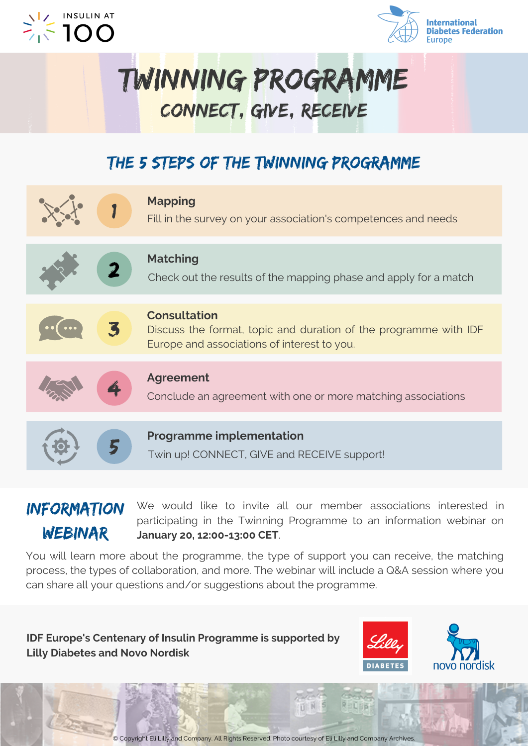INSULIN AT 100

International Diabetes Federation Europe

# TWINNING PROGRAMME

## CONNECT, GIVE, RECEIVE

## THE 5 STEPS OF THE TWINNING PROGRAMME

**1 Mapping**
Fill in the survey on your association's competences and needs

**2 Matching**
Check out the results of the mapping phase and apply for a match

**3 Consultation**
Discuss the format, topic and duration of the programme with IDF Europe and associations of interest to you.

**4 Agreement**
Conclude an agreement with one or more matching associations

**5 Programme implementation**
Twin up! CONNECT, GIVE and RECEIVE support!

## INFORMATION WEBINAR

We would like to invite all our member associations interested in participating in the Twinning Programme to an information webinar on **January 20, 12:00-13:00 CET**.

You will learn more about the programme, the type of support you can receive, the matching process, the types of collaboration, and more. The webinar will include a Q&A session where you can share all your questions and/or suggestions about the programme.

**IDF Europe's Centenary of Insulin Programme is supported by Lilly Diabetes and Novo Nordisk**

Lilly DIABETES

novo nordisk

© Copyright Eli Lilly and Company. All Rights Reserved. Photo courtesy of Eli Lilly and Company Archives.